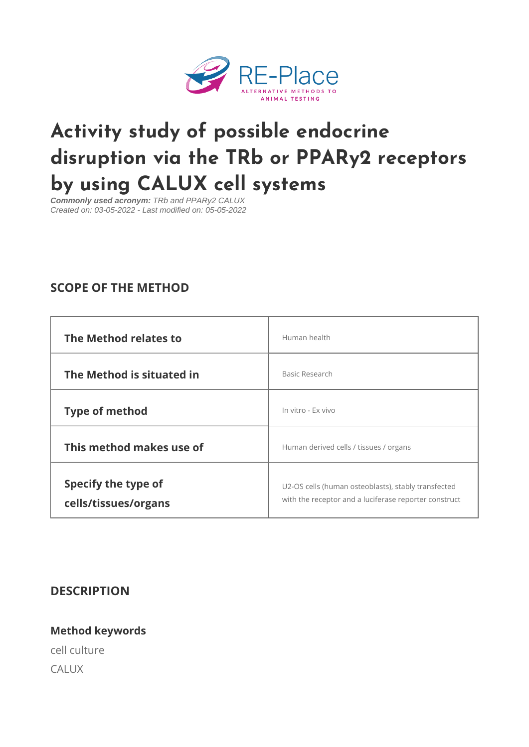RE-Place

ALTERNATIVE METHODS TO ANIMAL TESTING

# Activity study of possible endocrine disruption via the TRb or PPARy2 receptors by using CALUX cell systems

***Commonly used acronym:*** *TRb and PPARy2 CALUX*
*Created on: 03-05-2022 - Last modified on: 05-05-2022*

## SCOPE OF THE METHOD

| | |
|---|---|
| **The Method relates to** | Human health |
| **The Method is situated in** | Basic Research |
| **Type of method** | In vitro - Ex vivo |
| **This method makes use of** | Human derived cells / tissues / organs |
| **Specify the type of cells/tissues/organs** | U2-OS cells (human osteoblasts), stably transfected with the receptor and a luciferase reporter construct |

## DESCRIPTION

### Method keywords

cell culture

CALUX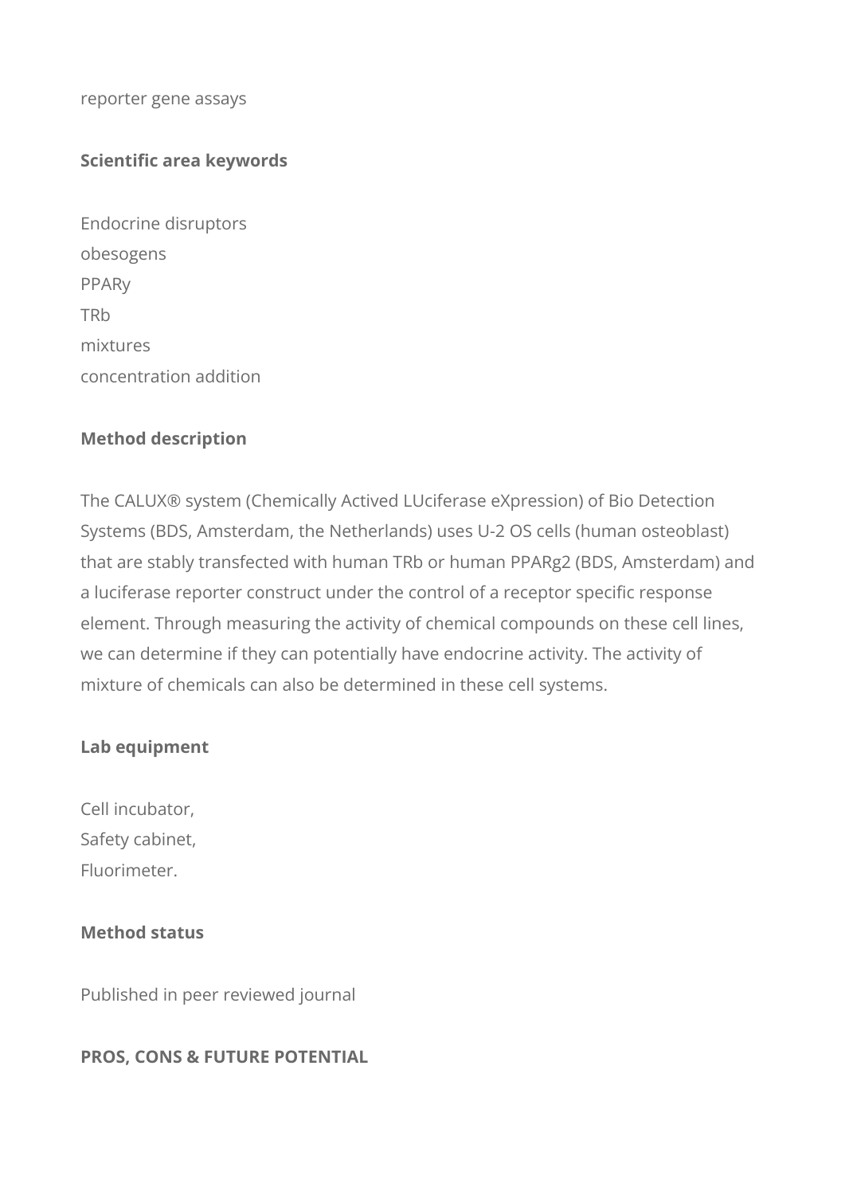reporter gene assays

**Scientific area keywords**

Endocrine disruptors
obesogens
PPARy
TRb
mixtures
concentration addition

**Method description**

The CALUX® system (Chemically Actived LUciferase eXpression) of Bio Detection Systems (BDS, Amsterdam, the Netherlands) uses U-2 OS cells (human osteoblast) that are stably transfected with human TRb or human PPARg2 (BDS, Amsterdam) and a luciferase reporter construct under the control of a receptor specific response element. Through measuring the activity of chemical compounds on these cell lines, we can determine if they can potentially have endocrine activity. The activity of mixture of chemicals can also be determined in these cell systems.

**Lab equipment**

Cell incubator,
Safety cabinet,
Fluorimeter.

**Method status**

Published in peer reviewed journal

**PROS, CONS & FUTURE POTENTIAL**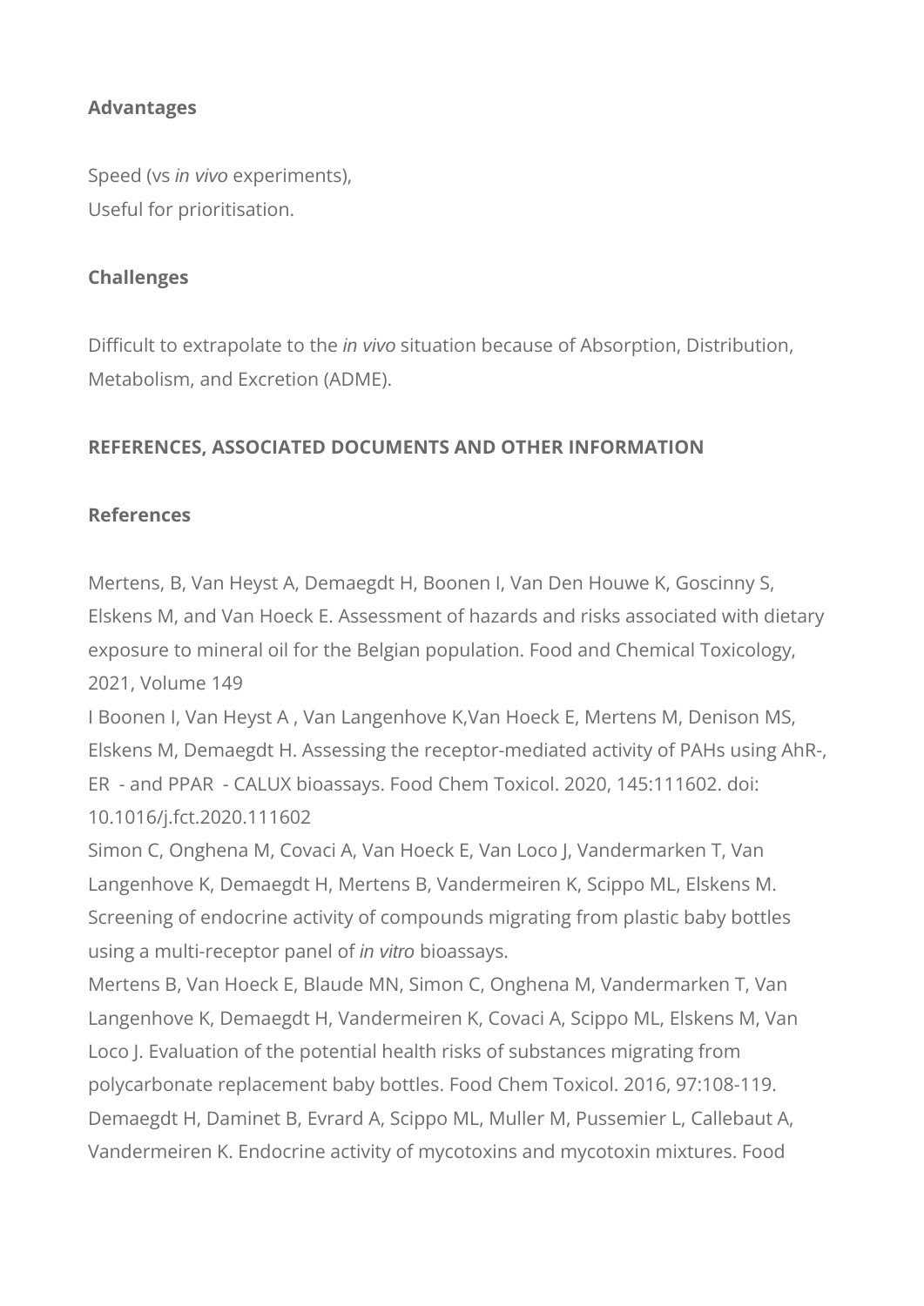**Advantages**

Speed (vs *in vivo* experiments),
Useful for prioritisation.

**Challenges**

Difficult to extrapolate to the *in vivo* situation because of Absorption, Distribution, Metabolism, and Excretion (ADME).

**REFERENCES, ASSOCIATED DOCUMENTS AND OTHER INFORMATION**

**References**

Mertens, B, Van Heyst A, Demaegdt H, Boonen I, Van Den Houwe K, Goscinny S, Elskens M, and Van Hoeck E. Assessment of hazards and risks associated with dietary exposure to mineral oil for the Belgian population. Food and Chemical Toxicology, 2021, Volume 149

I Boonen I, Van Heyst A , Van Langenhove K,Van Hoeck E, Mertens M, Denison MS, Elskens M, Demaegdt H. Assessing the receptor-mediated activity of PAHs using AhR-, ER - and PPAR - CALUX bioassays. Food Chem Toxicol. 2020, 145:111602. doi: 10.1016/j.fct.2020.111602

Simon C, Onghena M, Covaci A, Van Hoeck E, Van Loco J, Vandermarken T, Van Langenhove K, Demaegdt H, Mertens B, Vandermeiren K, Scippo ML, Elskens M. Screening of endocrine activity of compounds migrating from plastic baby bottles using a multi-receptor panel of *in vitro* bioassays.

Mertens B, Van Hoeck E, Blaude MN, Simon C, Onghena M, Vandermarken T, Van Langenhove K, Demaegdt H, Vandermeiren K, Covaci A, Scippo ML, Elskens M, Van Loco J. Evaluation of the potential health risks of substances migrating from polycarbonate replacement baby bottles. Food Chem Toxicol. 2016, 97:108-119.

Demaegdt H, Daminet B, Evrard A, Scippo ML, Muller M, Pussemier L, Callebaut A, Vandermeiren K. Endocrine activity of mycotoxins and mycotoxin mixtures. Food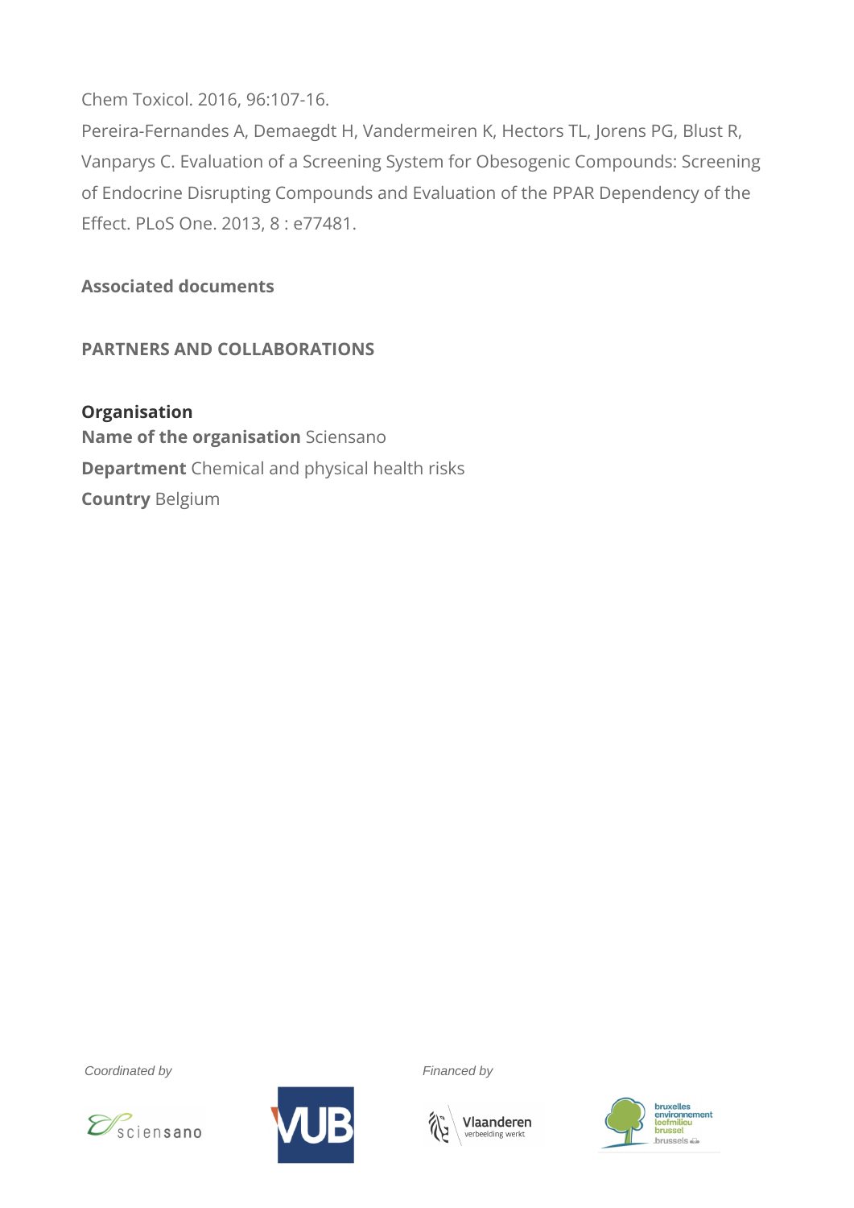Chem Toxicol. 2016, 96:107-16.

Pereira-Fernandes A, Demaegdt H, Vandermeiren K, Hectors TL, Jorens PG, Blust R, Vanparys C. Evaluation of a Screening System for Obesogenic Compounds: Screening of Endocrine Disrupting Compounds and Evaluation of the PPAR Dependency of the Effect. PLoS One. 2013, 8 : e77481.

**Associated documents**

**PARTNERS AND COLLABORATIONS**

**Organisation**
**Name of the organisation** Sciensano
**Department** Chemical and physical health risks
**Country** Belgium

*Coordinated by*

*Financed by*